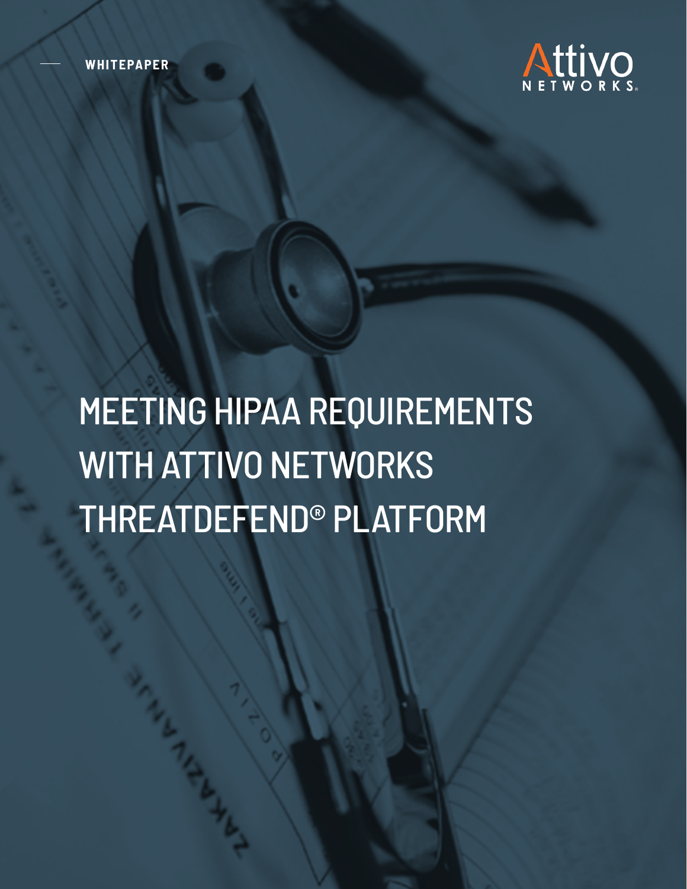WHITEPAPER

Attivo NETWORKS®

# MEETING HIPAA REQUIREMENTS WITH ATTIVO NETWORKS THREATDEFEND® PLATFORM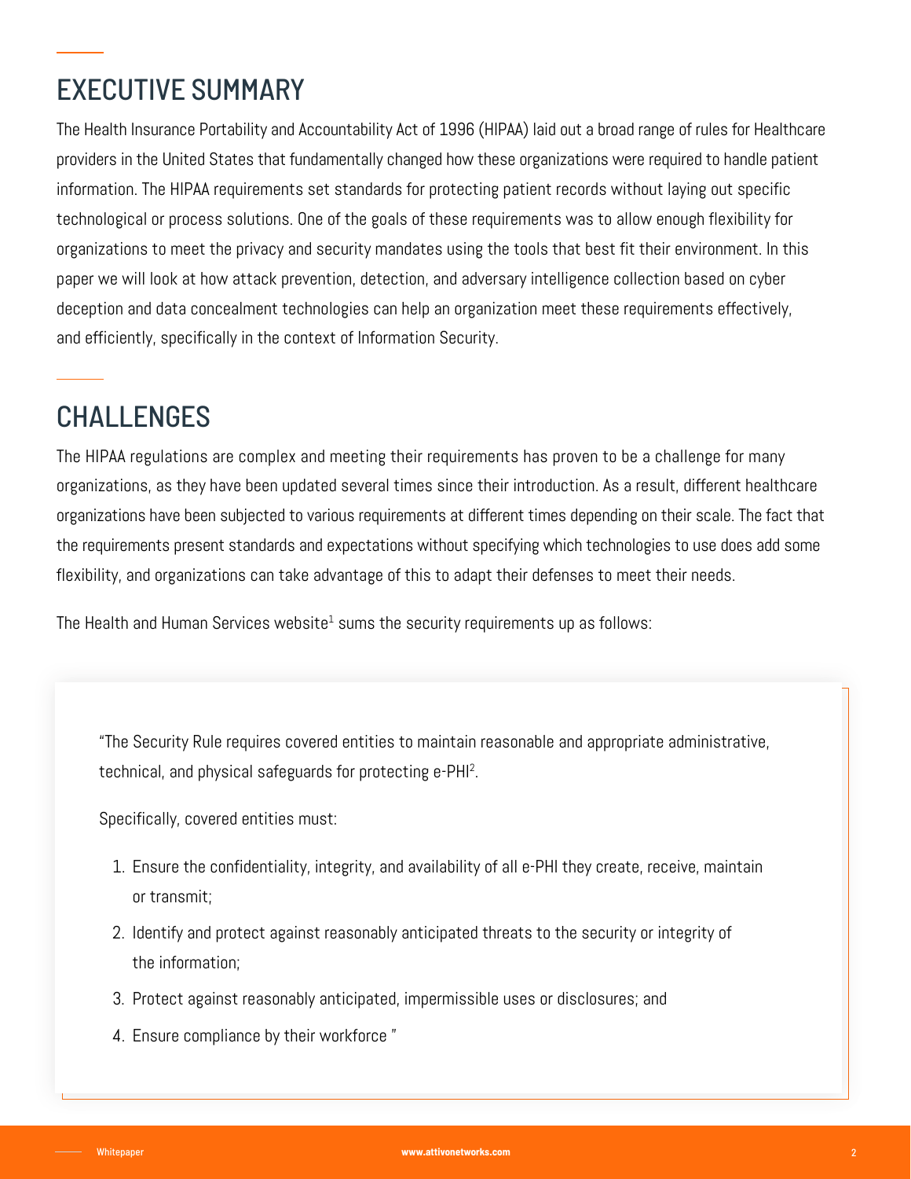# EXECUTIVE SUMMARY

The Health Insurance Portability and Accountability Act of 1996 (HIPAA) laid out a broad range of rules for Healthcare providers in the United States that fundamentally changed how these organizations were required to handle patient information. The HIPAA requirements set standards for protecting patient records without laying out specific technological or process solutions. One of the goals of these requirements was to allow enough flexibility for organizations to meet the privacy and security mandates using the tools that best fit their environment. In this paper we will look at how attack prevention, detection, and adversary intelligence collection based on cyber deception and data concealment technologies can help an organization meet these requirements effectively, and efficiently, specifically in the context of Information Security.

# CHALLENGES

The HIPAA regulations are complex and meeting their requirements has proven to be a challenge for many organizations, as they have been updated several times since their introduction. As a result, different healthcare organizations have been subjected to various requirements at different times depending on their scale. The fact that the requirements present standards and expectations without specifying which technologies to use does add some flexibility, and organizations can take advantage of this to adapt their defenses to meet their needs.

The Health and Human Services website[1] sums the security requirements up as follows:

> "The Security Rule requires covered entities to maintain reasonable and appropriate administrative, technical, and physical safeguards for protecting e-PHI[2].
>
> Specifically, covered entities must:
>
> 1. Ensure the confidentiality, integrity, and availability of all e-PHI they create, receive, maintain or transmit;
> 2. Identify and protect against reasonably anticipated threats to the security or integrity of the information;
> 3. Protect against reasonably anticipated, impermissible uses or disclosures; and
> 4. Ensure compliance by their workforce "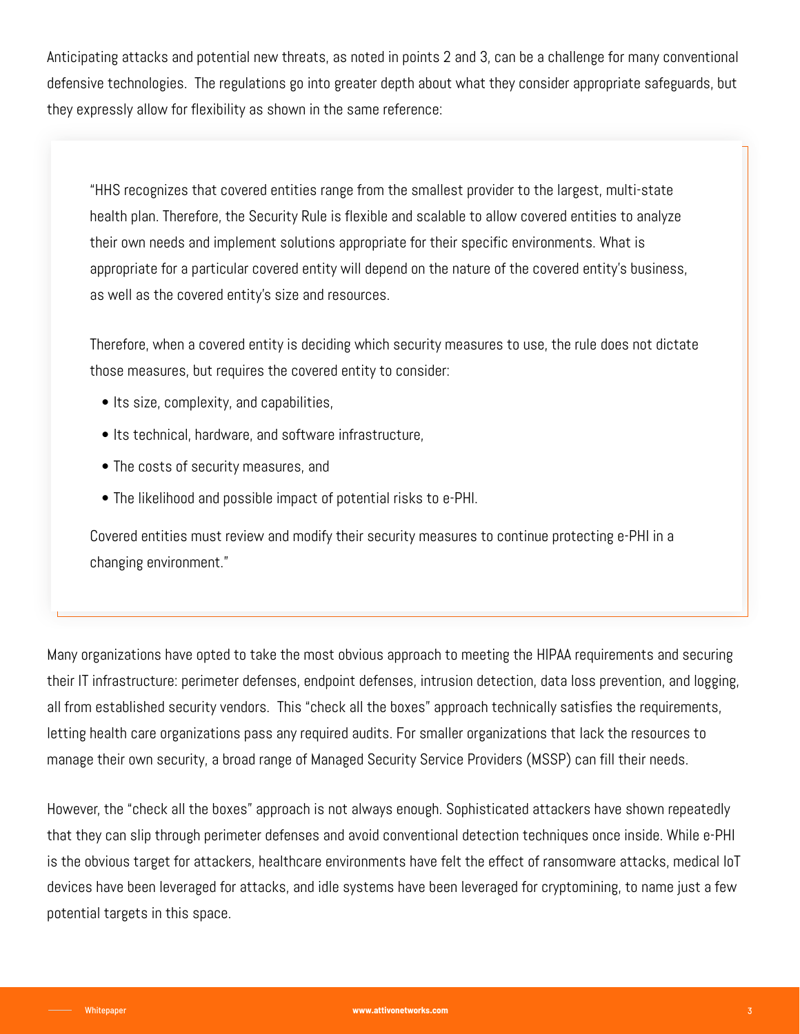Anticipating attacks and potential new threats, as noted in points 2 and 3, can be a challenge for many conventional defensive technologies. The regulations go into greater depth about what they consider appropriate safeguards, but they expressly allow for flexibility as shown in the same reference:

> "HHS recognizes that covered entities range from the smallest provider to the largest, multi-state health plan. Therefore, the Security Rule is flexible and scalable to allow covered entities to analyze their own needs and implement solutions appropriate for their specific environments. What is appropriate for a particular covered entity will depend on the nature of the covered entity's business, as well as the covered entity's size and resources.
>
> Therefore, when a covered entity is deciding which security measures to use, the rule does not dictate those measures, but requires the covered entity to consider:
>
> - Its size, complexity, and capabilities,
> - Its technical, hardware, and software infrastructure,
> - The costs of security measures, and
> - The likelihood and possible impact of potential risks to e-PHI.
>
> Covered entities must review and modify their security measures to continue protecting e-PHI in a changing environment."

Many organizations have opted to take the most obvious approach to meeting the HIPAA requirements and securing their IT infrastructure: perimeter defenses, endpoint defenses, intrusion detection, data loss prevention, and logging, all from established security vendors. This "check all the boxes" approach technically satisfies the requirements, letting health care organizations pass any required audits. For smaller organizations that lack the resources to manage their own security, a broad range of Managed Security Service Providers (MSSP) can fill their needs.

However, the "check all the boxes" approach is not always enough. Sophisticated attackers have shown repeatedly that they can slip through perimeter defenses and avoid conventional detection techniques once inside. While e-PHI is the obvious target for attackers, healthcare environments have felt the effect of ransomware attacks, medical IoT devices have been leveraged for attacks, and idle systems have been leveraged for cryptomining, to name just a few potential targets in this space.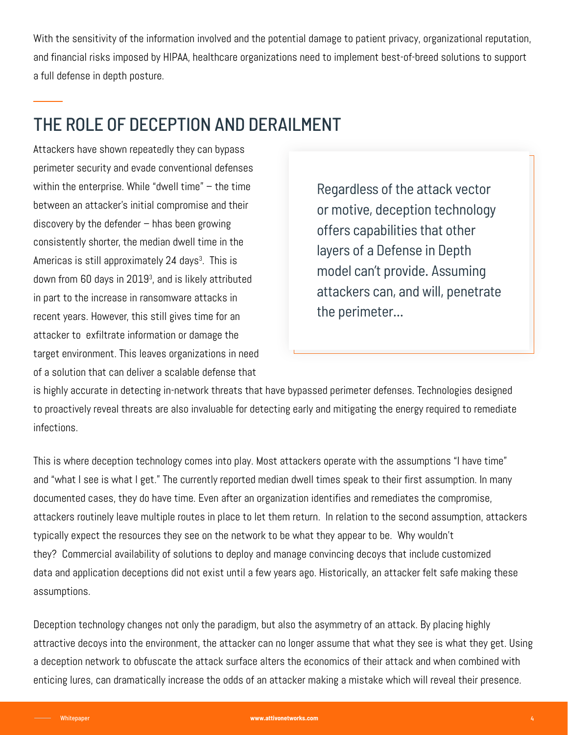With the sensitivity of the information involved and the potential damage to patient privacy, organizational reputation, and financial risks imposed by HIPAA, healthcare organizations need to implement best-of-breed solutions to support a full defense in depth posture.

## THE ROLE OF DECEPTION AND DERAILMENT

Attackers have shown repeatedly they can bypass perimeter security and evade conventional defenses within the enterprise. While "dwell time" – the time between an attacker's initial compromise and their discovery by the defender – hhas been growing consistently shorter, the median dwell time in the Americas is still approximately 24 days[3]. This is down from 60 days in 2019[3], and is likely attributed in part to the increase in ransomware attacks in recent years. However, this still gives time for an attacker to exfiltrate information or damage the target environment. This leaves organizations in need of a solution that can deliver a scalable defense that is highly accurate in detecting in-network threats that have bypassed perimeter defenses. Technologies designed to proactively reveal threats are also invaluable for detecting early and mitigating the energy required to remediate infections.

> Regardless of the attack vector or motive, deception technology offers capabilities that other layers of a Defense in Depth model can't provide. Assuming attackers can, and will, penetrate the perimeter...

This is where deception technology comes into play. Most attackers operate with the assumptions "I have time" and "what I see is what I get." The currently reported median dwell times speak to their first assumption. In many documented cases, they do have time. Even after an organization identifies and remediates the compromise, attackers routinely leave multiple routes in place to let them return. In relation to the second assumption, attackers typically expect the resources they see on the network to be what they appear to be. Why wouldn't they? Commercial availability of solutions to deploy and manage convincing decoys that include customized data and application deceptions did not exist until a few years ago. Historically, an attacker felt safe making these assumptions.

Deception technology changes not only the paradigm, but also the asymmetry of an attack. By placing highly attractive decoys into the environment, the attacker can no longer assume that what they see is what they get. Using a deception network to obfuscate the attack surface alters the economics of their attack and when combined with enticing lures, can dramatically increase the odds of an attacker making a mistake which will reveal their presence.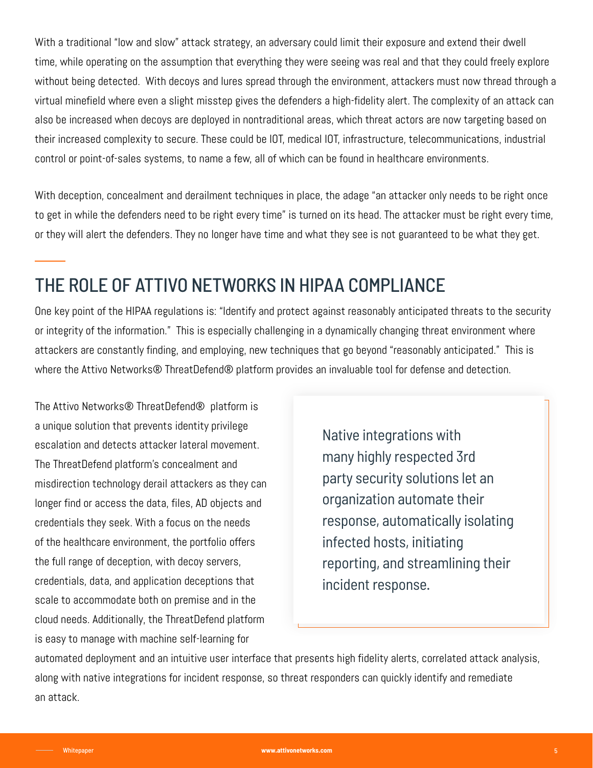With a traditional "low and slow" attack strategy, an adversary could limit their exposure and extend their dwell time, while operating on the assumption that everything they were seeing was real and that they could freely explore without being detected. With decoys and lures spread through the environment, attackers must now thread through a virtual minefield where even a slight misstep gives the defenders a high-fidelity alert. The complexity of an attack can also be increased when decoys are deployed in nontraditional areas, which threat actors are now targeting based on their increased complexity to secure. These could be IOT, medical IOT, infrastructure, telecommunications, industrial control or point-of-sales systems, to name a few, all of which can be found in healthcare environments.

With deception, concealment and derailment techniques in place, the adage "an attacker only needs to be right once to get in while the defenders need to be right every time" is turned on its head. The attacker must be right every time, or they will alert the defenders. They no longer have time and what they see is not guaranteed to be what they get.

## THE ROLE OF ATTIVO NETWORKS IN HIPAA COMPLIANCE

One key point of the HIPAA regulations is: "Identify and protect against reasonably anticipated threats to the security or integrity of the information." This is especially challenging in a dynamically changing threat environment where attackers are constantly finding, and employing, new techniques that go beyond "reasonably anticipated." This is where the Attivo Networks® ThreatDefend® platform provides an invaluable tool for defense and detection.

The Attivo Networks® ThreatDefend® platform is a unique solution that prevents identity privilege escalation and detects attacker lateral movement. The ThreatDefend platform's concealment and misdirection technology derail attackers as they can longer find or access the data, files, AD objects and credentials they seek. With a focus on the needs of the healthcare environment, the portfolio offers the full range of deception, with decoy servers, credentials, data, and application deceptions that scale to accommodate both on premise and in the cloud needs. Additionally, the ThreatDefend platform is easy to manage with machine self-learning for automated deployment and an intuitive user interface that presents high fidelity alerts, correlated attack analysis, along with native integrations for incident response, so threat responders can quickly identify and remediate an attack.

> Native integrations with many highly respected 3rd party security solutions let an organization automate their response, automatically isolating infected hosts, initiating reporting, and streamlining their incident response.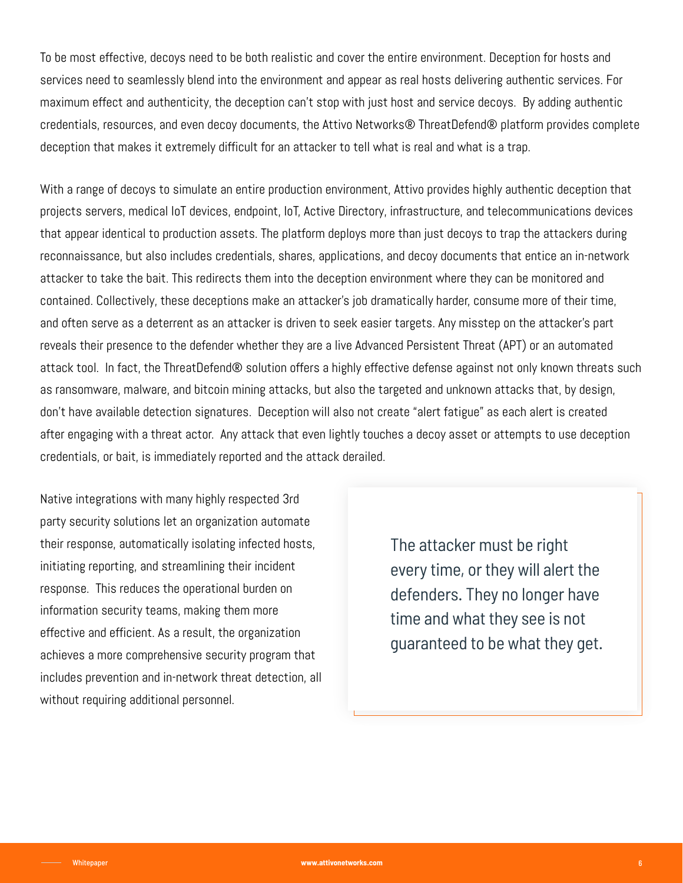To be most effective, decoys need to be both realistic and cover the entire environment. Deception for hosts and services need to seamlessly blend into the environment and appear as real hosts delivering authentic services. For maximum effect and authenticity, the deception can't stop with just host and service decoys. By adding authentic credentials, resources, and even decoy documents, the Attivo Networks® ThreatDefend® platform provides complete deception that makes it extremely difficult for an attacker to tell what is real and what is a trap.

With a range of decoys to simulate an entire production environment, Attivo provides highly authentic deception that projects servers, medical IoT devices, endpoint, IoT, Active Directory, infrastructure, and telecommunications devices that appear identical to production assets. The platform deploys more than just decoys to trap the attackers during reconnaissance, but also includes credentials, shares, applications, and decoy documents that entice an in-network attacker to take the bait. This redirects them into the deception environment where they can be monitored and contained. Collectively, these deceptions make an attacker's job dramatically harder, consume more of their time, and often serve as a deterrent as an attacker is driven to seek easier targets. Any misstep on the attacker's part reveals their presence to the defender whether they are a live Advanced Persistent Threat (APT) or an automated attack tool. In fact, the ThreatDefend® solution offers a highly effective defense against not only known threats such as ransomware, malware, and bitcoin mining attacks, but also the targeted and unknown attacks that, by design, don't have available detection signatures. Deception will also not create "alert fatigue" as each alert is created after engaging with a threat actor. Any attack that even lightly touches a decoy asset or attempts to use deception credentials, or bait, is immediately reported and the attack derailed.

Native integrations with many highly respected 3rd party security solutions let an organization automate their response, automatically isolating infected hosts, initiating reporting, and streamlining their incident response. This reduces the operational burden on information security teams, making them more effective and efficient. As a result, the organization achieves a more comprehensive security program that includes prevention and in-network threat detection, all without requiring additional personnel.

> The attacker must be right every time, or they will alert the defenders. They no longer have time and what they see is not guaranteed to be what they get.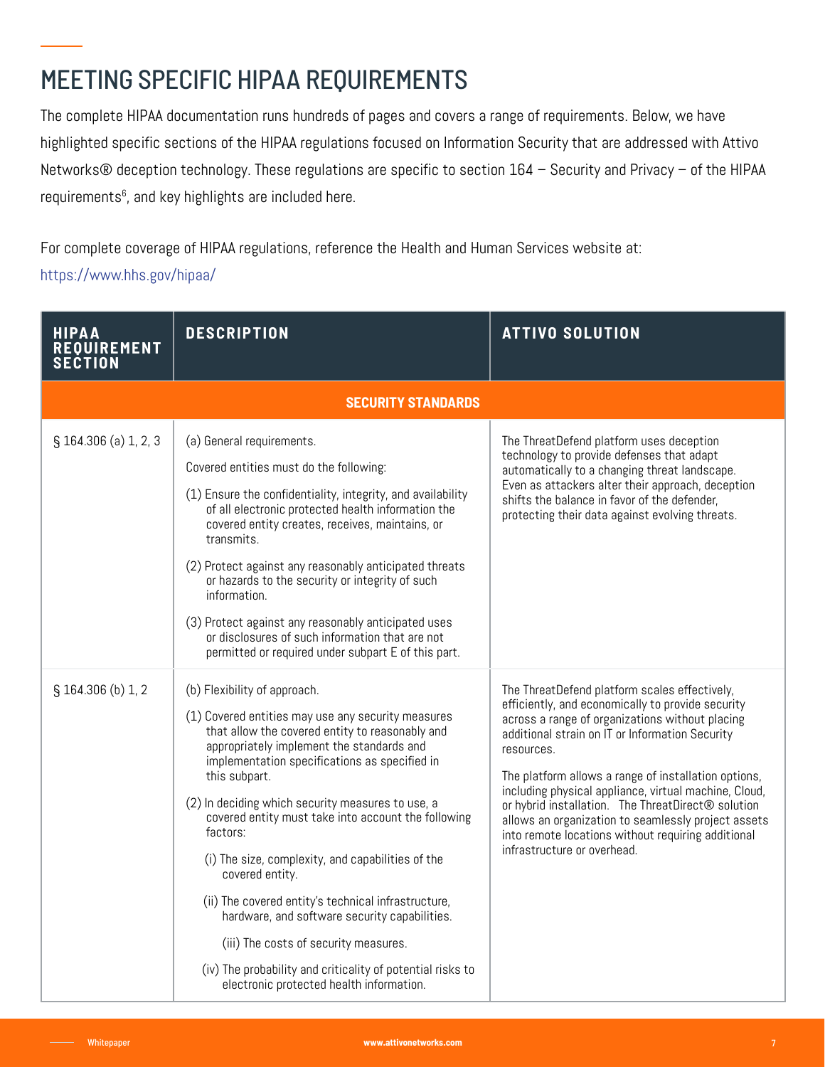# MEETING SPECIFIC HIPAA REQUIREMENTS

The complete HIPAA documentation runs hundreds of pages and covers a range of requirements. Below, we have highlighted specific sections of the HIPAA regulations focused on Information Security that are addressed with Attivo Networks® deception technology. These regulations are specific to section 164 – Security and Privacy – of the HIPAA requirements[6], and key highlights are included here.

For complete coverage of HIPAA regulations, reference the Health and Human Services website at: https://www.hhs.gov/hipaa/

| HIPAA REQUIREMENT SECTION | DESCRIPTION | ATTIVO SOLUTION |
|---|---|---|
| **SECURITY STANDARDS** | | |
| § 164.306 (a) 1, 2, 3 | (a) General requirements.<br><br>Covered entities must do the following:<br><br>(1) Ensure the confidentiality, integrity, and availability of all electronic protected health information the covered entity creates, receives, maintains, or transmits.<br><br>(2) Protect against any reasonably anticipated threats or hazards to the security or integrity of such information.<br><br>(3) Protect against any reasonably anticipated uses or disclosures of such information that are not permitted or required under subpart E of this part. | The ThreatDefend platform uses deception technology to provide defenses that adapt automatically to a changing threat landscape. Even as attackers alter their approach, deception shifts the balance in favor of the defender, protecting their data against evolving threats. |
| § 164.306 (b) 1, 2 | (b) Flexibility of approach.<br><br>(1) Covered entities may use any security measures that allow the covered entity to reasonably and appropriately implement the standards and implementation specifications as specified in this subpart.<br><br>(2) In deciding which security measures to use, a covered entity must take into account the following factors:<br><br>(i) The size, complexity, and capabilities of the covered entity.<br><br>(ii) The covered entity's technical infrastructure, hardware, and software security capabilities.<br><br>(iii) The costs of security measures.<br><br>(iv) The probability and criticality of potential risks to electronic protected health information. | The ThreatDefend platform scales effectively, efficiently, and economically to provide security across a range of organizations without placing additional strain on IT or Information Security resources.<br><br>The platform allows a range of installation options, including physical appliance, virtual machine, Cloud, or hybrid installation. The ThreatDirect® solution allows an organization to seamlessly project assets into remote locations without requiring additional infrastructure or overhead. |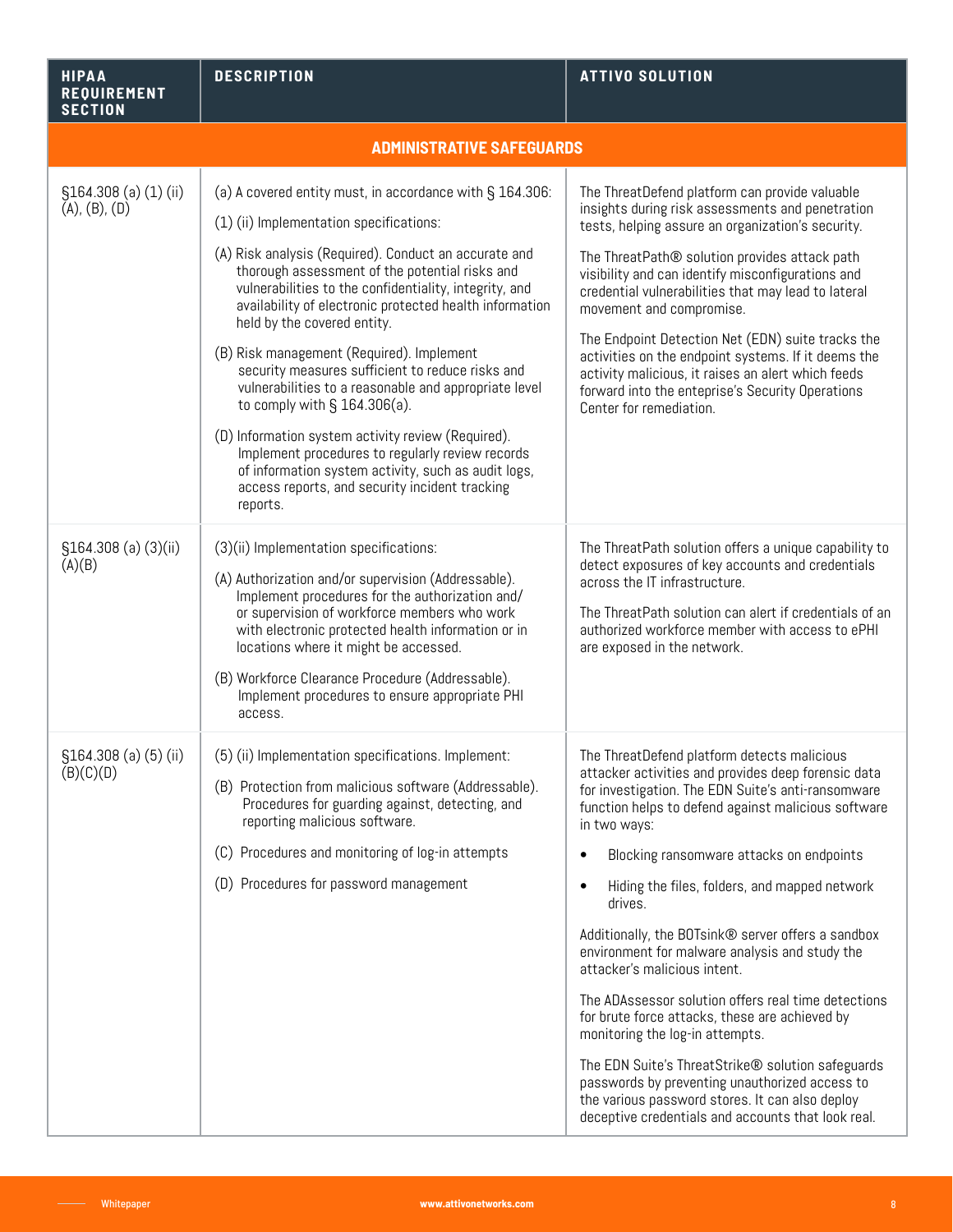| HIPAA REQUIREMENT SECTION | DESCRIPTION | ATTIVO SOLUTION |
|---|---|---|
| **ADMINISTRATIVE SAFEGUARDS** | | |
| §164.308 (a) (1) (ii) (A), (B), (D) | (a) A covered entity must, in accordance with § 164.306:<br><br>(1) (ii) Implementation specifications:<br><br>(A) Risk analysis (Required). Conduct an accurate and thorough assessment of the potential risks and vulnerabilities to the confidentiality, integrity, and availability of electronic protected health information held by the covered entity.<br><br>(B) Risk management (Required). Implement security measures sufficient to reduce risks and vulnerabilities to a reasonable and appropriate level to comply with § 164.306(a).<br><br>(D) Information system activity review (Required). Implement procedures to regularly review records of information system activity, such as audit logs, access reports, and security incident tracking reports. | The ThreatDefend platform can provide valuable insights during risk assessments and penetration tests, helping assure an organization's security.<br><br>The ThreatPath® solution provides attack path visibility and can identify misconfigurations and credential vulnerabilities that may lead to lateral movement and compromise.<br><br>The Endpoint Detection Net (EDN) suite tracks the activities on the endpoint systems. If it deems the activity malicious, it raises an alert which feeds forward into the enteprise's Security Operations Center for remediation. |
| §164.308 (a) (3)(ii) (A)(B) | (3)(ii) Implementation specifications:<br><br>(A) Authorization and/or supervision (Addressable). Implement procedures for the authorization and/ or supervision of workforce members who work with electronic protected health information or in locations where it might be accessed.<br><br>(B) Workforce Clearance Procedure (Addressable). Implement procedures to ensure appropriate PHI access. | The ThreatPath solution offers a unique capability to detect exposures of key accounts and credentials across the IT infrastructure.<br><br>The ThreatPath solution can alert if credentials of an authorized workforce member with access to ePHI are exposed in the network. |
| §164.308 (a) (5) (ii) (B)(C)(D) | (5) (ii) Implementation specifications. Implement:<br><br>(B) Protection from malicious software (Addressable). Procedures for guarding against, detecting, and reporting malicious software.<br><br>(C) Procedures and monitoring of log-in attempts<br><br>(D) Procedures for password management | The ThreatDefend platform detects malicious attacker activities and provides deep forensic data for investigation. The EDN Suite's anti-ransomware function helps to defend against malicious software in two ways:<br><br>• Blocking ransomware attacks on endpoints<br>• Hiding the files, folders, and mapped network drives.<br><br>Additionally, the BOTsink® server offers a sandbox environment for malware analysis and study the attacker's malicious intent.<br><br>The ADAssessor solution offers real time detections for brute force attacks, these are achieved by monitoring the log-in attempts.<br><br>The EDN Suite's ThreatStrike® solution safeguards passwords by preventing unauthorized access to the various password stores. It can also deploy deceptive credentials and accounts that look real. |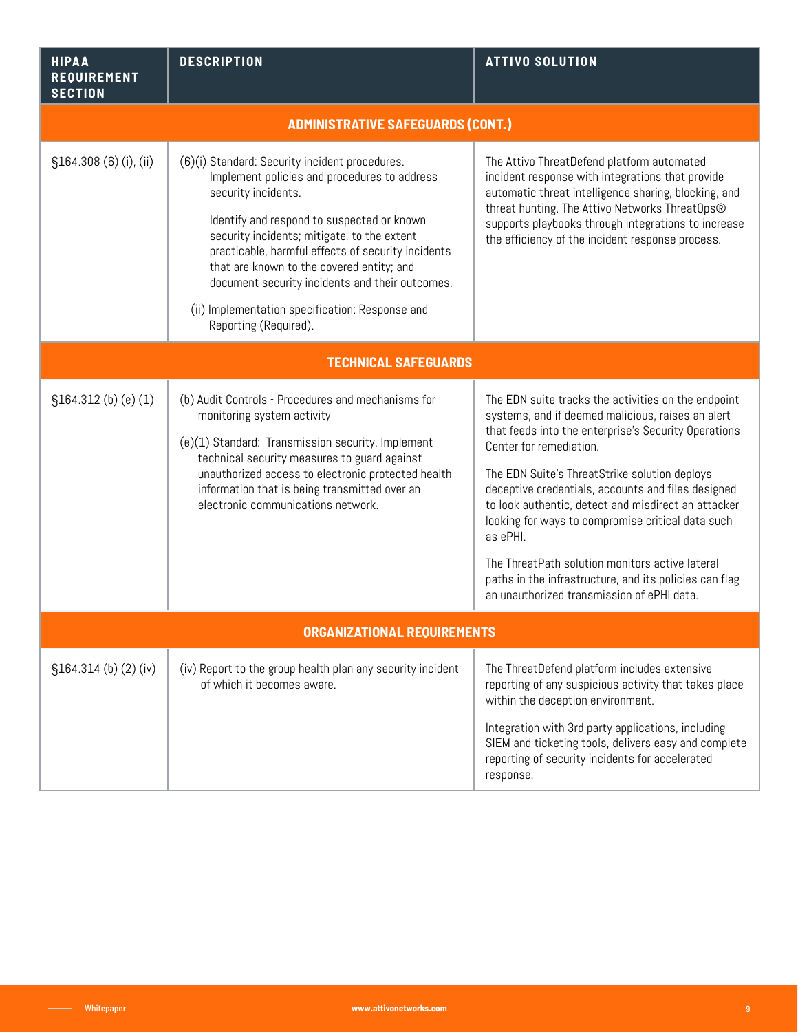| HIPAA REQUIREMENT SECTION | DESCRIPTION | ATTIVO SOLUTION |
|---|---|---|
| **ADMINISTRATIVE SAFEGUARDS (CONT.)** | | |
| §164.308 (6) (i), (ii) | (6)(i) Standard: Security incident procedures. Implement policies and procedures to address security incidents.<br><br>Identify and respond to suspected or known security incidents; mitigate, to the extent practicable, harmful effects of security incidents that are known to the covered entity; and document security incidents and their outcomes.<br><br>(ii) Implementation specification: Response and Reporting (Required). | The Attivo ThreatDefend platform automated incident response with integrations that provide automatic threat intelligence sharing, blocking, and threat hunting. The Attivo Networks ThreatOps® supports playbooks through integrations to increase the efficiency of the incident response process. |
| **TECHNICAL SAFEGUARDS** | | |
| §164.312 (b) (e) (1) | (b) Audit Controls - Procedures and mechanisms for monitoring system activity<br><br>(e)(1) Standard: Transmission security. Implement technical security measures to guard against unauthorized access to electronic protected health information that is being transmitted over an electronic communications network. | The EDN suite tracks the activities on the endpoint systems, and if deemed malicious, raises an alert that feeds into the enterprise's Security Operations Center for remediation.<br><br>The EDN Suite's ThreatStrike solution deploys deceptive credentials, accounts and files designed to look authentic, detect and misdirect an attacker looking for ways to compromise critical data such as ePHI.<br><br>The ThreatPath solution monitors active lateral paths in the infrastructure, and its policies can flag an unauthorized transmission of ePHI data. |
| **ORGANIZATIONAL REQUIREMENTS** | | |
| §164.314 (b) (2) (iv) | (iv) Report to the group health plan any security incident of which it becomes aware. | The ThreatDefend platform includes extensive reporting of any suspicious activity that takes place within the deception environment.<br><br>Integration with 3rd party applications, including SIEM and ticketing tools, delivers easy and complete reporting of security incidents for accelerated response. |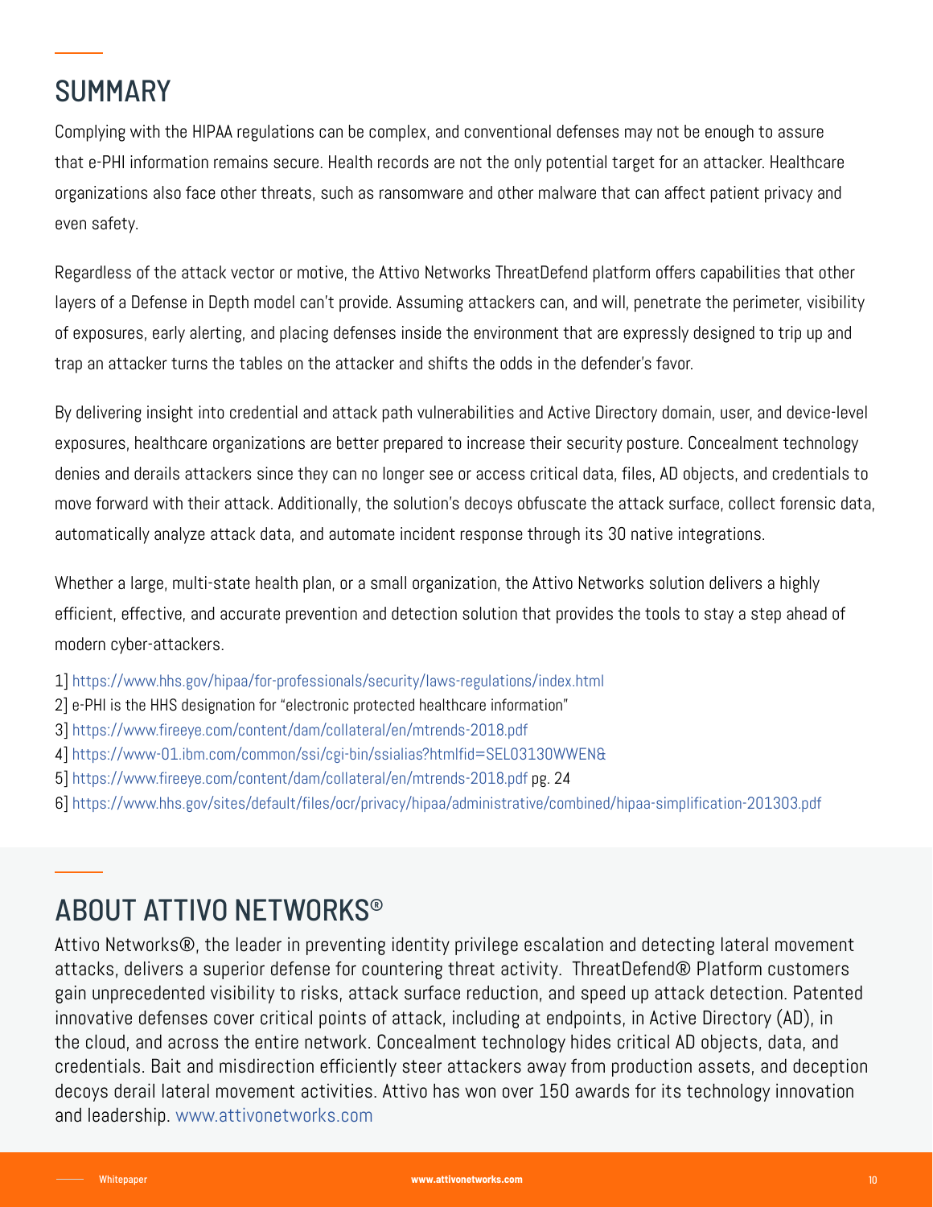## SUMMARY

Complying with the HIPAA regulations can be complex, and conventional defenses may not be enough to assure that e-PHI information remains secure. Health records are not the only potential target for an attacker. Healthcare organizations also face other threats, such as ransomware and other malware that can affect patient privacy and even safety.

Regardless of the attack vector or motive, the Attivo Networks ThreatDefend platform offers capabilities that other layers of a Defense in Depth model can't provide. Assuming attackers can, and will, penetrate the perimeter, visibility of exposures, early alerting, and placing defenses inside the environment that are expressly designed to trip up and trap an attacker turns the tables on the attacker and shifts the odds in the defender's favor.

By delivering insight into credential and attack path vulnerabilities and Active Directory domain, user, and device-level exposures, healthcare organizations are better prepared to increase their security posture. Concealment technology denies and derails attackers since they can no longer see or access critical data, files, AD objects, and credentials to move forward with their attack. Additionally, the solution's decoys obfuscate the attack surface, collect forensic data, automatically analyze attack data, and automate incident response through its 30 native integrations.

Whether a large, multi-state health plan, or a small organization, the Attivo Networks solution delivers a highly efficient, effective, and accurate prevention and detection solution that provides the tools to stay a step ahead of modern cyber-attackers.

1] https://www.hhs.gov/hipaa/for-professionals/security/laws-regulations/index.html
2] e-PHI is the HHS designation for "electronic protected healthcare information"
3] https://www.fireeye.com/content/dam/collateral/en/mtrends-2018.pdf
4] https://www-01.ibm.com/common/ssi/cgi-bin/ssialias?htmlfid=SEL03130WWEN&
5] https://www.fireeye.com/content/dam/collateral/en/mtrends-2018.pdf pg. 24
6] https://www.hhs.gov/sites/default/files/ocr/privacy/hipaa/administrative/combined/hipaa-simplification-201303.pdf

## ABOUT ATTIVO NETWORKS®

Attivo Networks®, the leader in preventing identity privilege escalation and detecting lateral movement attacks, delivers a superior defense for countering threat activity. ThreatDefend® Platform customers gain unprecedented visibility to risks, attack surface reduction, and speed up attack detection. Patented innovative defenses cover critical points of attack, including at endpoints, in Active Directory (AD), in the cloud, and across the entire network. Concealment technology hides critical AD objects, data, and credentials. Bait and misdirection efficiently steer attackers away from production assets, and deception decoys derail lateral movement activities. Attivo has won over 150 awards for its technology innovation and leadership. www.attivonetworks.com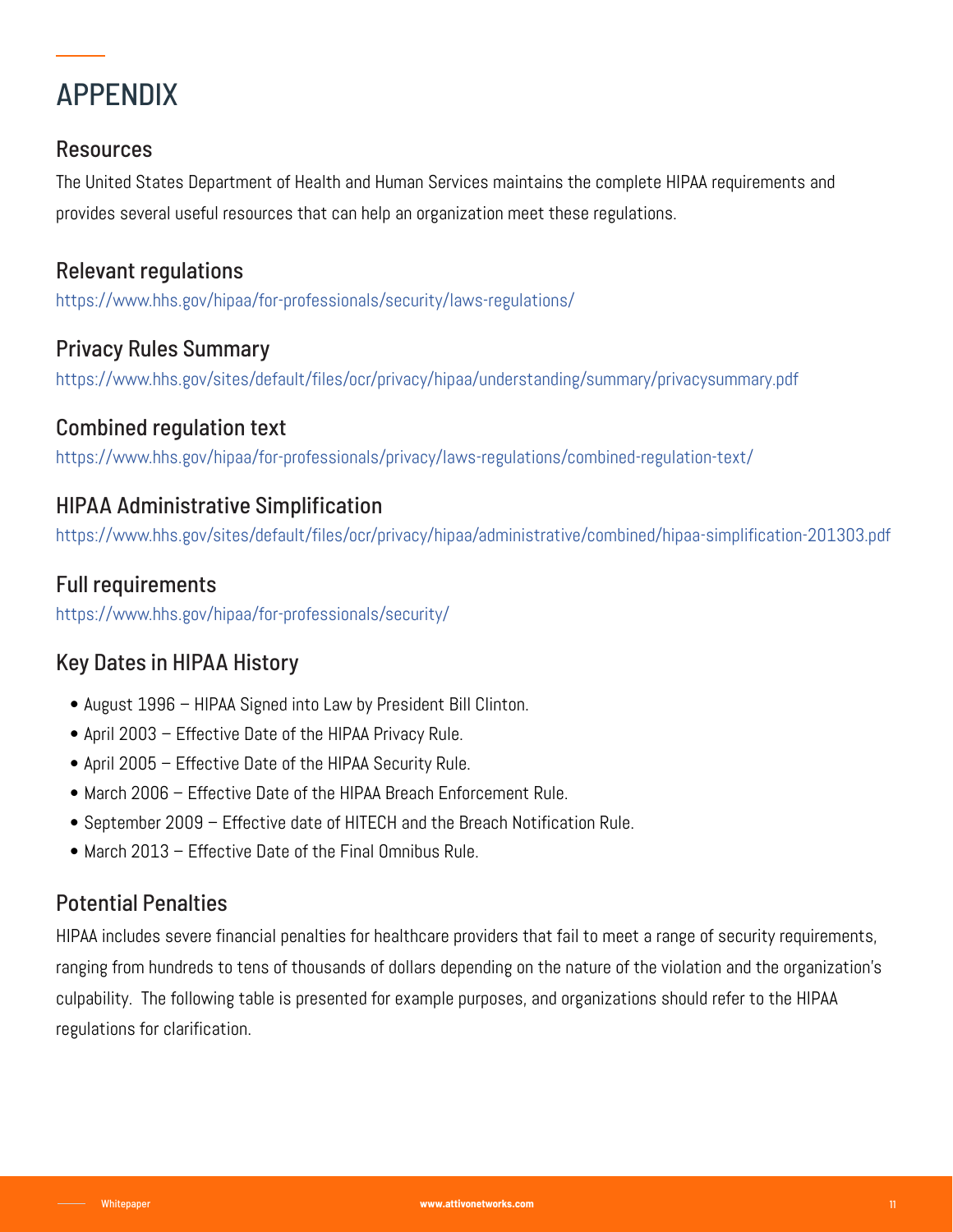# APPENDIX

## Resources

The United States Department of Health and Human Services maintains the complete HIPAA requirements and provides several useful resources that can help an organization meet these regulations.

## Relevant regulations

https://www.hhs.gov/hipaa/for-professionals/security/laws-regulations/

## Privacy Rules Summary

https://www.hhs.gov/sites/default/files/ocr/privacy/hipaa/understanding/summary/privacysummary.pdf

## Combined regulation text

https://www.hhs.gov/hipaa/for-professionals/privacy/laws-regulations/combined-regulation-text/

## HIPAA Administrative Simplification

https://www.hhs.gov/sites/default/files/ocr/privacy/hipaa/administrative/combined/hipaa-simplification-201303.pdf

## Full requirements

https://www.hhs.gov/hipaa/for-professionals/security/

## Key Dates in HIPAA History

- August 1996 – HIPAA Signed into Law by President Bill Clinton.
- April 2003 – Effective Date of the HIPAA Privacy Rule.
- April 2005 – Effective Date of the HIPAA Security Rule.
- March 2006 – Effective Date of the HIPAA Breach Enforcement Rule.
- September 2009 – Effective date of HITECH and the Breach Notification Rule.
- March 2013 – Effective Date of the Final Omnibus Rule.

## Potential Penalties

HIPAA includes severe financial penalties for healthcare providers that fail to meet a range of security requirements, ranging from hundreds to tens of thousands of dollars depending on the nature of the violation and the organization's culpability. The following table is presented for example purposes, and organizations should refer to the HIPAA regulations for clarification.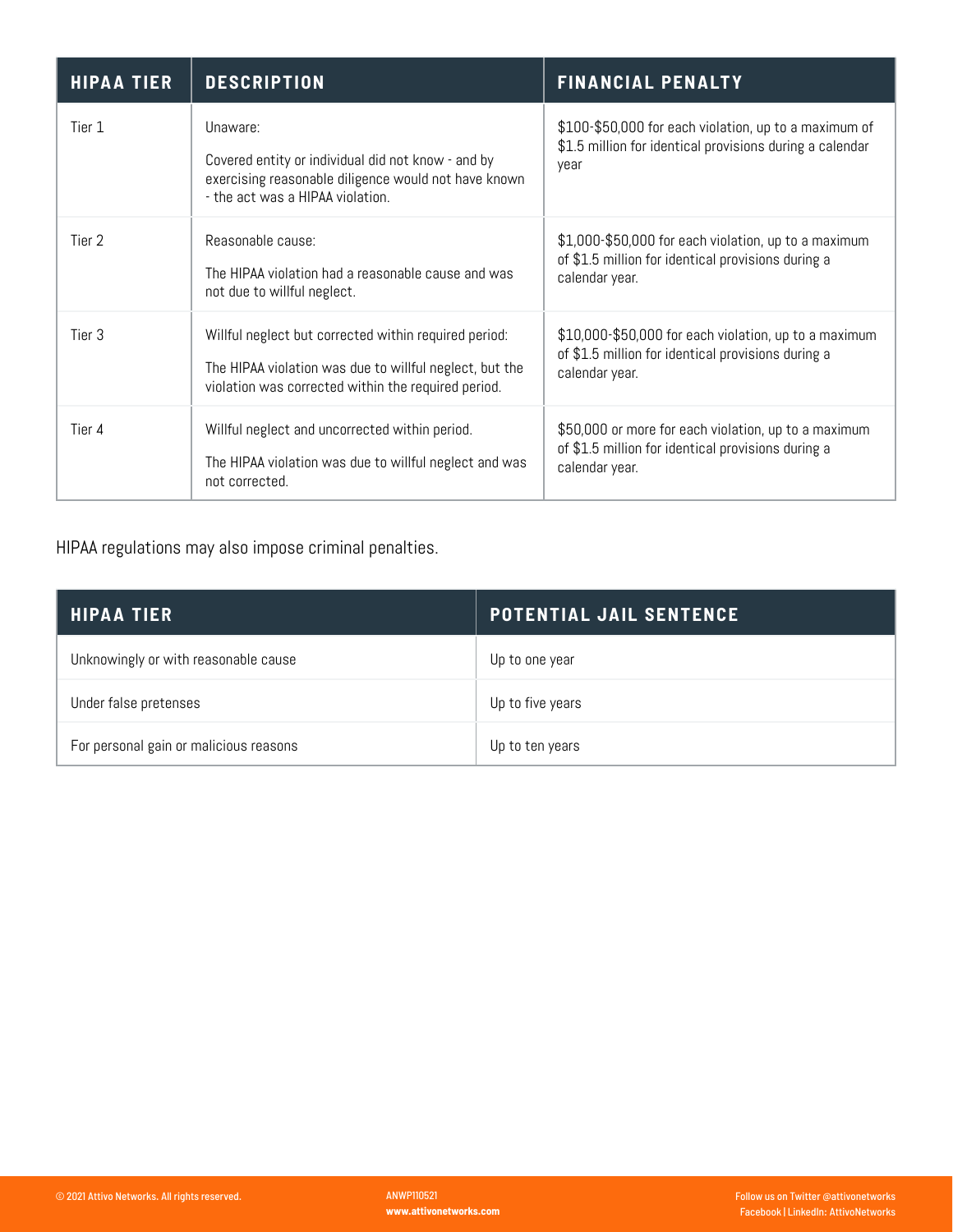| HIPAA TIER | DESCRIPTION | FINANCIAL PENALTY |
| --- | --- | --- |
| Tier 1 | Unaware:<br><br>Covered entity or individual did not know - and by exercising reasonable diligence would not have known - the act was a HIPAA violation. | $100-$50,000 for each violation, up to a maximum of $1.5 million for identical provisions during a calendar year |
| Tier 2 | Reasonable cause:<br><br>The HIPAA violation had a reasonable cause and was not due to willful neglect. | $1,000-$50,000 for each violation, up to a maximum of $1.5 million for identical provisions during a calendar year. |
| Tier 3 | Willful neglect but corrected within required period:<br><br>The HIPAA violation was due to willful neglect, but the violation was corrected within the required period. | $10,000-$50,000 for each violation, up to a maximum of $1.5 million for identical provisions during a calendar year. |
| Tier 4 | Willful neglect and uncorrected within period.<br><br>The HIPAA violation was due to willful neglect and was not corrected. | $50,000 or more for each violation, up to a maximum of $1.5 million for identical provisions during a calendar year. |

HIPAA regulations may also impose criminal penalties.

| HIPAA TIER | POTENTIAL JAIL SENTENCE |
| --- | --- |
| Unknowingly or with reasonable cause | Up to one year |
| Under false pretenses | Up to five years |
| For personal gain or malicious reasons | Up to ten years |

© 2021 Attivo Networks. All rights reserved.

ANWP110521
**www.attivonetworks.com**

Follow us on Twitter @attivonetworks
Facebook | LinkedIn: AttivoNetworks